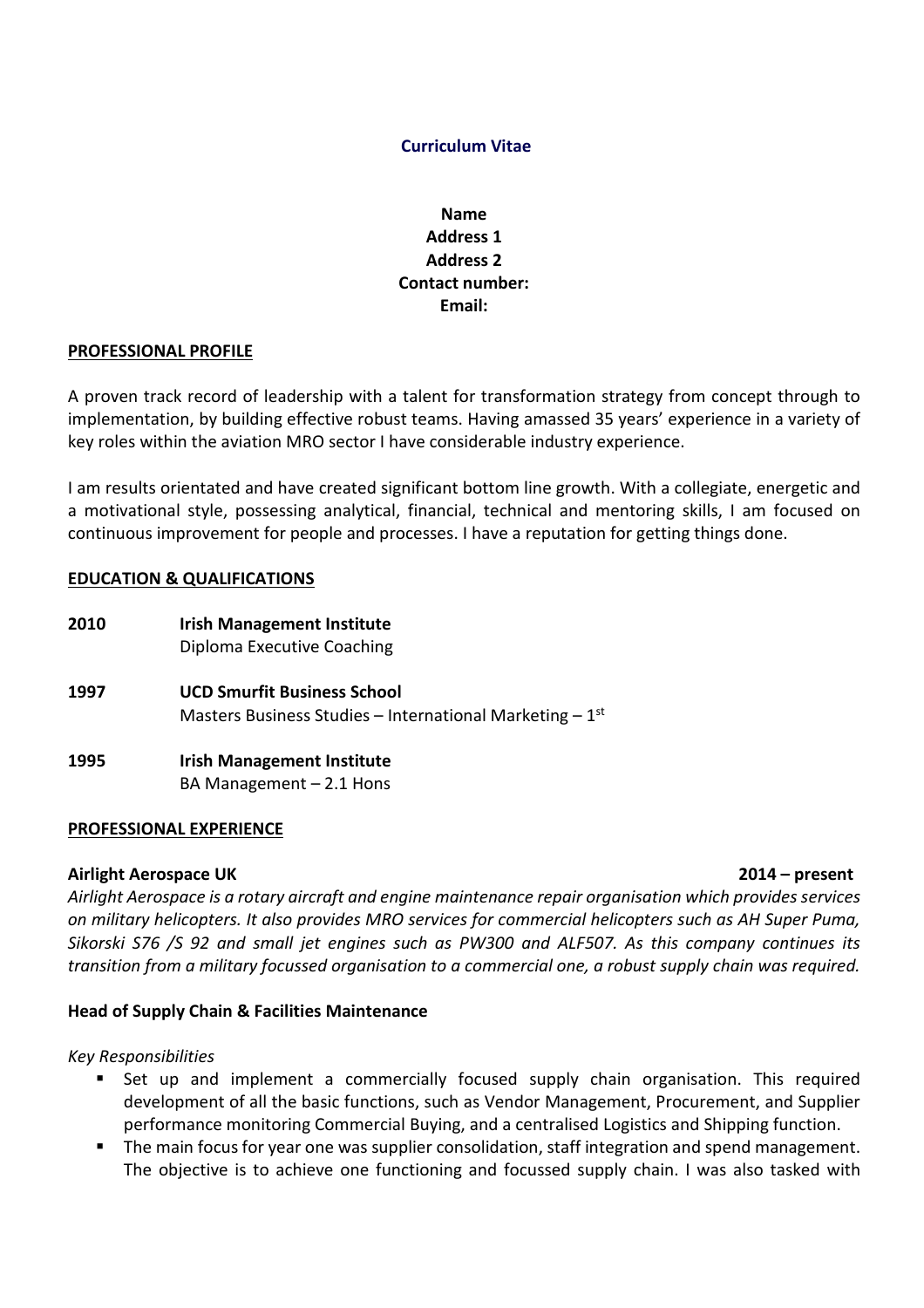**Curriculum Vitae**

**Name**
**Address 1**
**Address 2**
**Contact number:**
**Email:**

## PROFESSIONAL PROFILE

A proven track record of leadership with a talent for transformation strategy from concept through to implementation, by building effective robust teams. Having amassed 35 years' experience in a variety of key roles within the aviation MRO sector I have considerable industry experience.

I am results orientated and have created significant bottom line growth. With a collegiate, energetic and a motivational style, possessing analytical, financial, technical and mentoring skills, I am focused on continuous improvement for people and processes. I have a reputation for getting things done.

## EDUCATION & QUALIFICATIONS

**2010** **Irish Management Institute**
Diploma Executive Coaching

**1997** **UCD Smurfit Business School**
Masters Business Studies – International Marketing – 1st

**1995** **Irish Management Institute**
BA Management – 2.1 Hons

## PROFESSIONAL EXPERIENCE

**Airlight Aerospace UK** **2014 – present**

*Airlight Aerospace is a rotary aircraft and engine maintenance repair organisation which provides services on military helicopters. It also provides MRO services for commercial helicopters such as AH Super Puma, Sikorski S76 /S 92 and small jet engines such as PW300 and ALF507. As this company continues its transition from a military focussed organisation to a commercial one, a robust supply chain was required.*

**Head of Supply Chain & Facilities Maintenance**

*Key Responsibilities*

- Set up and implement a commercially focused supply chain organisation. This required development of all the basic functions, such as Vendor Management, Procurement, and Supplier performance monitoring Commercial Buying, and a centralised Logistics and Shipping function.
- The main focus for year one was supplier consolidation, staff integration and spend management. The objective is to achieve one functioning and focussed supply chain. I was also tasked with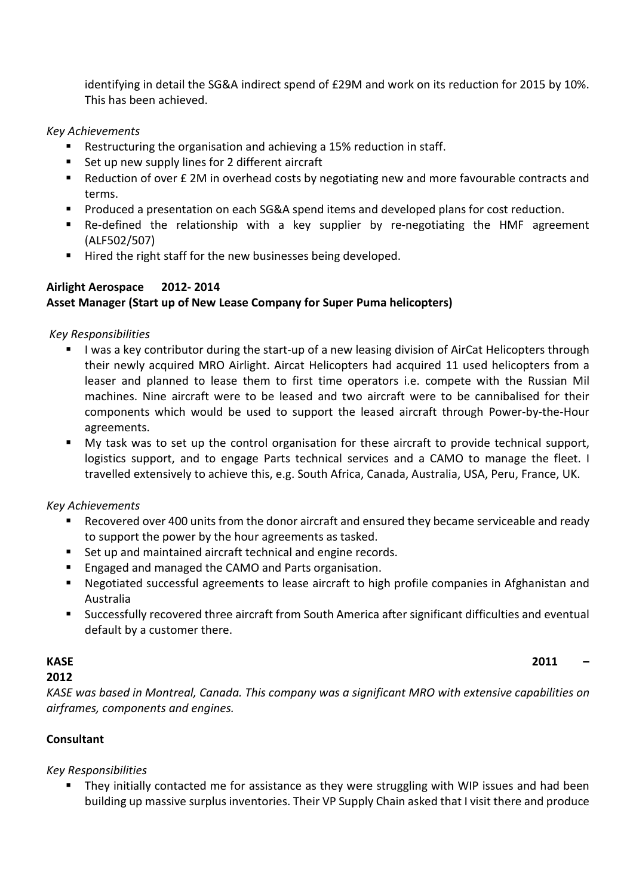identifying in detail the SG&A indirect spend of £29M and work on its reduction for 2015 by 10%. This has been achieved.

*Key Achievements*

- Restructuring the organisation and achieving a 15% reduction in staff.
- Set up new supply lines for 2 different aircraft
- Reduction of over £ 2M in overhead costs by negotiating new and more favourable contracts and terms.
- Produced a presentation on each SG&A spend items and developed plans for cost reduction.
- Re-defined the relationship with a key supplier by re-negotiating the HMF agreement (ALF502/507)
- Hired the right staff for the new businesses being developed.

**Airlight Aerospace 2012- 2014**
**Asset Manager (Start up of New Lease Company for Super Puma helicopters)**

*Key Responsibilities*

- I was a key contributor during the start-up of a new leasing division of AirCat Helicopters through their newly acquired MRO Airlight. Aircat Helicopters had acquired 11 used helicopters from a leaser and planned to lease them to first time operators i.e. compete with the Russian Mil machines. Nine aircraft were to be leased and two aircraft were to be cannibalised for their components which would be used to support the leased aircraft through Power-by-the-Hour agreements.
- My task was to set up the control organisation for these aircraft to provide technical support, logistics support, and to engage Parts technical services and a CAMO to manage the fleet. I travelled extensively to achieve this, e.g. South Africa, Canada, Australia, USA, Peru, France, UK.

*Key Achievements*

- Recovered over 400 units from the donor aircraft and ensured they became serviceable and ready to support the power by the hour agreements as tasked.
- Set up and maintained aircraft technical and engine records.
- Engaged and managed the CAMO and Parts organisation.
- Negotiated successful agreements to lease aircraft to high profile companies in Afghanistan and Australia
- Successfully recovered three aircraft from South America after significant difficulties and eventual default by a customer there.

**KASE 2011 – 2012**

*KASE was based in Montreal, Canada. This company was a significant MRO with extensive capabilities on airframes, components and engines.*

**Consultant**

*Key Responsibilities*

- They initially contacted me for assistance as they were struggling with WIP issues and had been building up massive surplus inventories. Their VP Supply Chain asked that I visit there and produce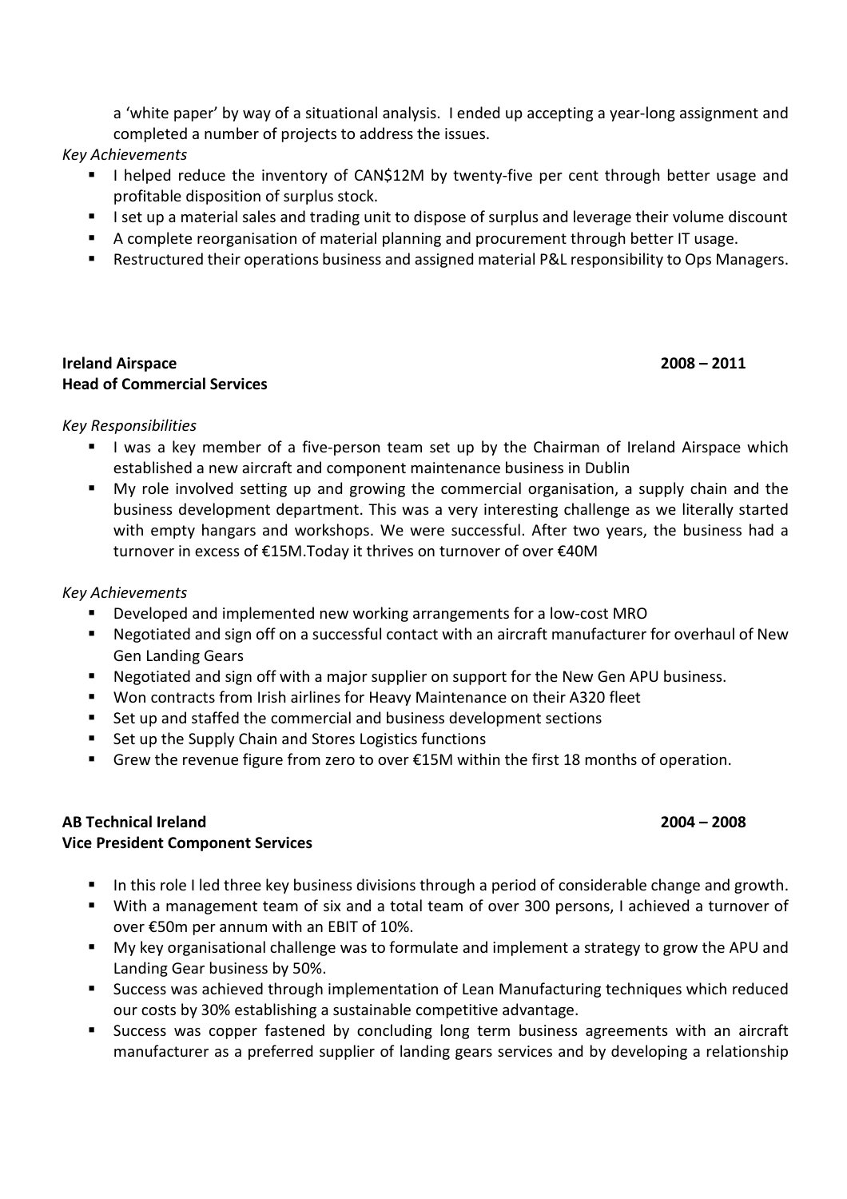a 'white paper' by way of a situational analysis. I ended up accepting a year-long assignment and completed a number of projects to address the issues.

*Key Achievements*

- I helped reduce the inventory of CAN$12M by twenty-five per cent through better usage and profitable disposition of surplus stock.
- I set up a material sales and trading unit to dispose of surplus and leverage their volume discount
- A complete reorganisation of material planning and procurement through better IT usage.
- Restructured their operations business and assigned material P&L responsibility to Ops Managers.

**Ireland Airspace** **2008 – 2011**
**Head of Commercial Services**

*Key Responsibilities*

- I was a key member of a five-person team set up by the Chairman of Ireland Airspace which established a new aircraft and component maintenance business in Dublin
- My role involved setting up and growing the commercial organisation, a supply chain and the business development department. This was a very interesting challenge as we literally started with empty hangars and workshops. We were successful. After two years, the business had a turnover in excess of €15M.Today it thrives on turnover of over €40M

*Key Achievements*

- Developed and implemented new working arrangements for a low-cost MRO
- Negotiated and sign off on a successful contact with an aircraft manufacturer for overhaul of New Gen Landing Gears
- Negotiated and sign off with a major supplier on support for the New Gen APU business.
- Won contracts from Irish airlines for Heavy Maintenance on their A320 fleet
- Set up and staffed the commercial and business development sections
- Set up the Supply Chain and Stores Logistics functions
- Grew the revenue figure from zero to over €15M within the first 18 months of operation.

**AB Technical Ireland** **2004 – 2008**
**Vice President Component Services**

- In this role I led three key business divisions through a period of considerable change and growth.
- With a management team of six and a total team of over 300 persons, I achieved a turnover of over €50m per annum with an EBIT of 10%.
- My key organisational challenge was to formulate and implement a strategy to grow the APU and Landing Gear business by 50%.
- Success was achieved through implementation of Lean Manufacturing techniques which reduced our costs by 30% establishing a sustainable competitive advantage.
- Success was copper fastened by concluding long term business agreements with an aircraft manufacturer as a preferred supplier of landing gears services and by developing a relationship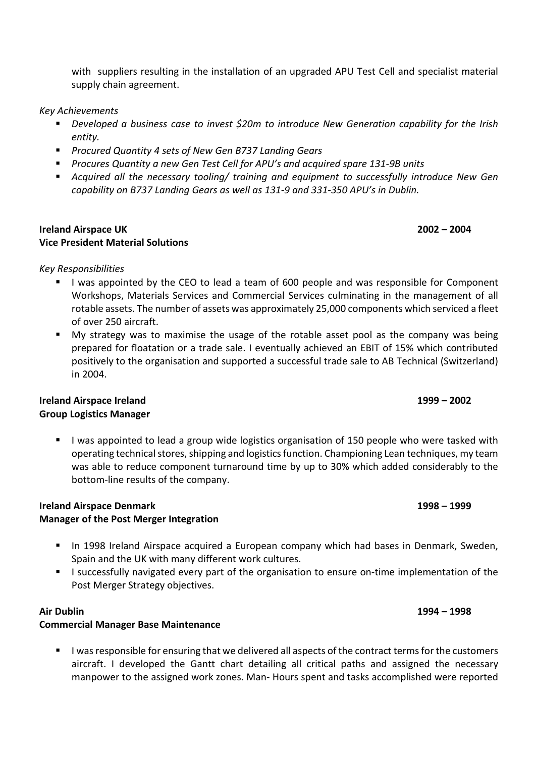with suppliers resulting in the installation of an upgraded APU Test Cell and specialist material supply chain agreement.

*Key Achievements*

- *Developed a business case to invest $20m to introduce New Generation capability for the Irish entity.*
- *Procured Quantity 4 sets of New Gen B737 Landing Gears*
- *Procures Quantity a new Gen Test Cell for APU's and acquired spare 131-9B units*
- *Acquired all the necessary tooling/ training and equipment to successfully introduce New Gen capability on B737 Landing Gears as well as 131-9 and 331-350 APU's in Dublin.*

**Ireland Airspace UK** **2002 – 2004**
**Vice President Material Solutions**

*Key Responsibilities*

- I was appointed by the CEO to lead a team of 600 people and was responsible for Component Workshops, Materials Services and Commercial Services culminating in the management of all rotable assets. The number of assets was approximately 25,000 components which serviced a fleet of over 250 aircraft.
- My strategy was to maximise the usage of the rotable asset pool as the company was being prepared for floatation or a trade sale. I eventually achieved an EBIT of 15% which contributed positively to the organisation and supported a successful trade sale to AB Technical (Switzerland) in 2004.

**Ireland Airspace Ireland** **1999 – 2002**
**Group Logistics Manager**

- I was appointed to lead a group wide logistics organisation of 150 people who were tasked with operating technical stores, shipping and logistics function. Championing Lean techniques, my team was able to reduce component turnaround time by up to 30% which added considerably to the bottom-line results of the company.

**Ireland Airspace Denmark** **1998 – 1999**
**Manager of the Post Merger Integration**

- In 1998 Ireland Airspace acquired a European company which had bases in Denmark, Sweden, Spain and the UK with many different work cultures.
- I successfully navigated every part of the organisation to ensure on-time implementation of the Post Merger Strategy objectives.

**Air Dublin** **1994 – 1998**
**Commercial Manager Base Maintenance**

- I was responsible for ensuring that we delivered all aspects of the contract terms for the customers aircraft. I developed the Gantt chart detailing all critical paths and assigned the necessary manpower to the assigned work zones. Man- Hours spent and tasks accomplished were reported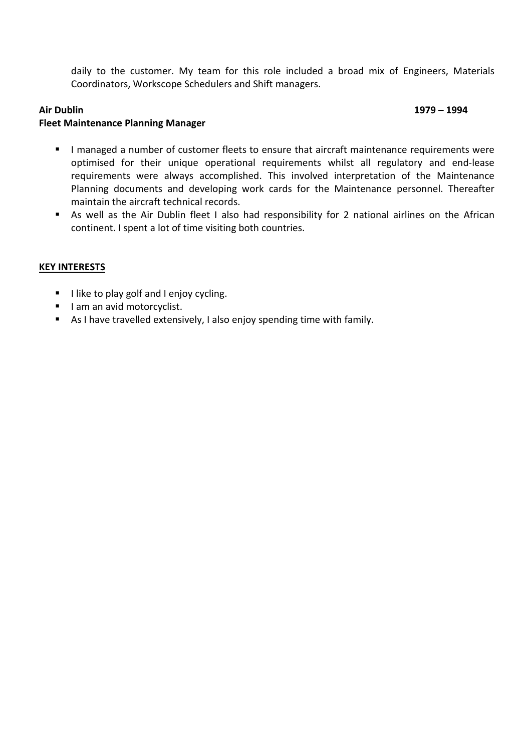daily to the customer. My team for this role included a broad mix of Engineers, Materials Coordinators, Workscope Schedulers and Shift managers.

**Air Dublin** **1979 – 1994**
**Fleet Maintenance Planning Manager**

- I managed a number of customer fleets to ensure that aircraft maintenance requirements were optimised for their unique operational requirements whilst all regulatory and end-lease requirements were always accomplished. This involved interpretation of the Maintenance Planning documents and developing work cards for the Maintenance personnel. Thereafter maintain the aircraft technical records.
- As well as the Air Dublin fleet I also had responsibility for 2 national airlines on the African continent. I spent a lot of time visiting both countries.

## KEY INTERESTS

- I like to play golf and I enjoy cycling.
- I am an avid motorcyclist.
- As I have travelled extensively, I also enjoy spending time with family.